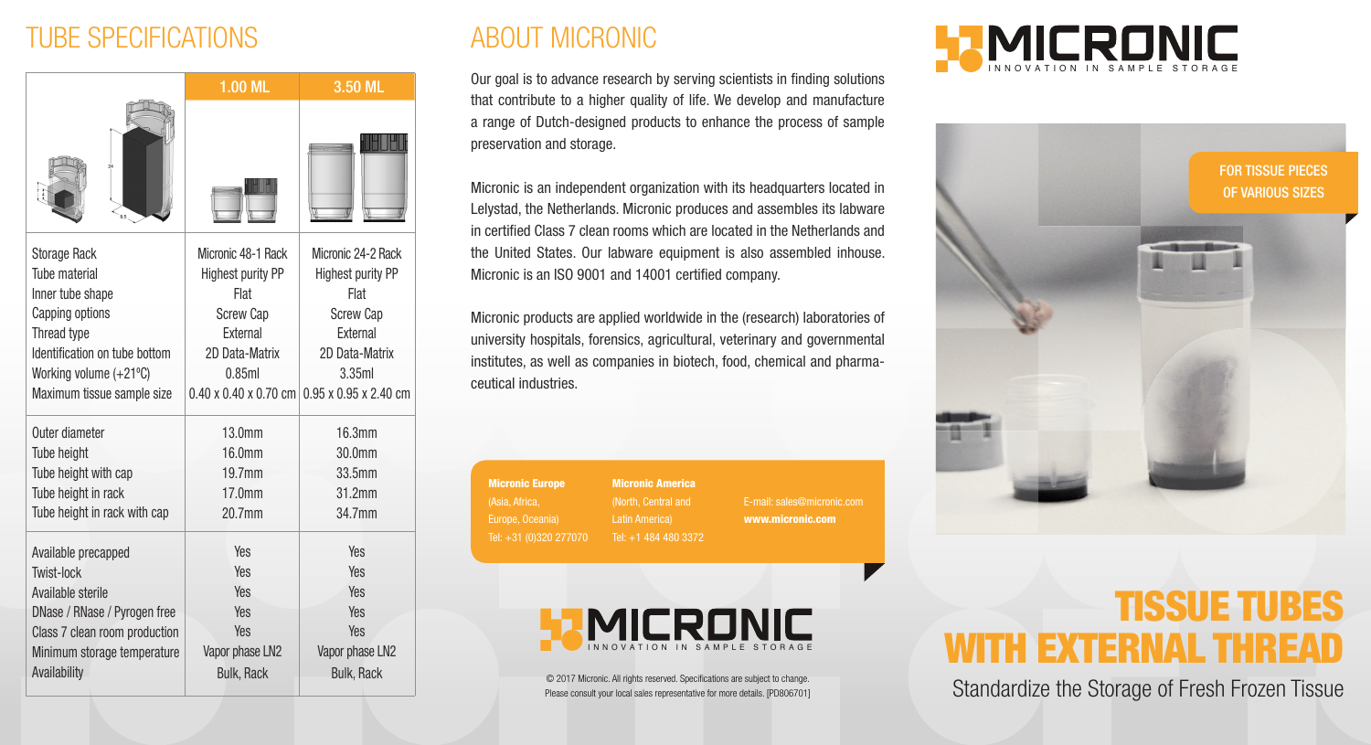# TUBE SPECIFICATIONS

| | 1.00 ML | 3.50 ML |
|---|---|---|
| Storage Rack | Micronic 48-1 Rack | Micronic 24-2 Rack |
| Tube material | Highest purity PP | Highest purity PP |
| Inner tube shape | Flat | Flat |
| Capping options | Screw Cap | Screw Cap |
| Thread type | External | External |
| Identification on tube bottom | 2D Data-Matrix | 2D Data-Matrix |
| Working volume (+21ºC) | 0.85ml | 3.35ml |
| Maximum tissue sample size | 0.40 x 0.40 x 0.70 cm | 0.95 x 0.95 x 2.40 cm |
| Outer diameter | 13.0mm | 16.3mm |
| Tube height | 16.0mm | 30.0mm |
| Tube height with cap | 19.7mm | 33.5mm |
| Tube height in rack | 17.0mm | 31.2mm |
| Tube height in rack with cap | 20.7mm | 34.7mm |
| Available precapped | Yes | Yes |
| Twist-lock | Yes | Yes |
| Available sterile | Yes | Yes |
| DNase / RNase / Pyrogen free | Yes | Yes |
| Class 7 clean room production | Yes | Yes |
| Minimum storage temperature | Vapor phase LN2 | Vapor phase LN2 |
| Availability | Bulk, Rack | Bulk, Rack |

# ABOUT MICRONIC

Our goal is to advance research by serving scientists in finding solutions that contribute to a higher quality of life. We develop and manufacture a range of Dutch-designed products to enhance the process of sample preservation and storage.

Micronic is an independent organization with its headquarters located in Lelystad, the Netherlands. Micronic produces and assembles its labware in certified Class 7 clean rooms which are located in the Netherlands and the United States. Our labware equipment is also assembled inhouse. Micronic is an ISO 9001 and 14001 certified company.

Micronic products are applied worldwide in the (research) laboratories of university hospitals, forensics, agricultural, veterinary and governmental institutes, as well as companies in biotech, food, chemical and pharmaceutical industries.

**Micronic Europe**
(Asia, Africa, Europe, Oceania)
Tel: +31 (0)320 277070

**Micronic America**
(North, Central and Latin America)
Tel: +1 484 480 3372

E-mail: sales@micronic.com
**www.micronic.com**

MICRONIC
INNOVATION IN SAMPLE STORAGE

© 2017 Micronic. All rights reserved. Specifications are subject to change. Please consult your local sales representative for more details. [PD806701]

MICRONIC
INNOVATION IN SAMPLE STORAGE

FOR TISSUE PIECES OF VARIOUS SIZES

# TISSUE TUBES WITH EXTERNAL THREAD

Standardize the Storage of Fresh Frozen Tissue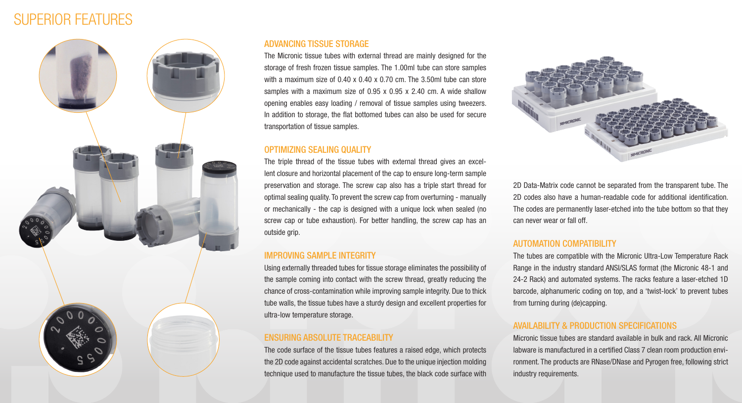# SUPERIOR FEATURES

## ADVANCING TISSUE STORAGE

The Micronic tissue tubes with external thread are mainly designed for the storage of fresh frozen tissue samples. The 1.00ml tube can store samples with a maximum size of 0.40 x 0.40 x 0.70 cm. The 3.50ml tube can store samples with a maximum size of 0.95 x 0.95 x 2.40 cm. A wide shallow opening enables easy loading / removal of tissue samples using tweezers. In addition to storage, the flat bottomed tubes can also be used for secure transportation of tissue samples.

## OPTIMIZING SEALING QUALITY

The triple thread of the tissue tubes with external thread gives an excellent closure and horizontal placement of the cap to ensure long-term sample preservation and storage. The screw cap also has a triple start thread for optimal sealing quality. To prevent the screw cap from overturning - manually or mechanically - the cap is designed with a unique lock when sealed (no screw cap or tube exhaustion). For better handling, the screw cap has an outside grip.

## IMPROVING SAMPLE INTEGRITY

Using externally threaded tubes for tissue storage eliminates the possibility of the sample coming into contact with the screw thread, greatly reducing the chance of cross-contamination while improving sample integrity. Due to thick tube walls, the tissue tubes have a sturdy design and excellent properties for ultra-low temperature storage.

## ENSURING ABSOLUTE TRACEABILITY

The code surface of the tissue tubes features a raised edge, which protects the 2D code against accidental scratches. Due to the unique injection molding technique used to manufacture the tissue tubes, the black code surface with 2D Data-Matrix code cannot be separated from the transparent tube. The 2D codes also have a human-readable code for additional identification. The codes are permanently laser-etched into the tube bottom so that they can never wear or fall off.

## AUTOMATION COMPATIBILITY

The tubes are compatible with the Micronic Ultra-Low Temperature Rack Range in the industry standard ANSI/SLAS format (the Micronic 48-1 and 24-2 Rack) and automated systems. The racks feature a laser-etched 1D barcode, alphanumeric coding on top, and a 'twist-lock' to prevent tubes from turning during (de)capping.

## AVAILABILITY & PRODUCTION SPECIFICATIONS

Micronic tissue tubes are standard available in bulk and rack. All Micronic labware is manufactured in a certified Class 7 clean room production environment. The products are RNase/DNase and Pyrogen free, following strict industry requirements.